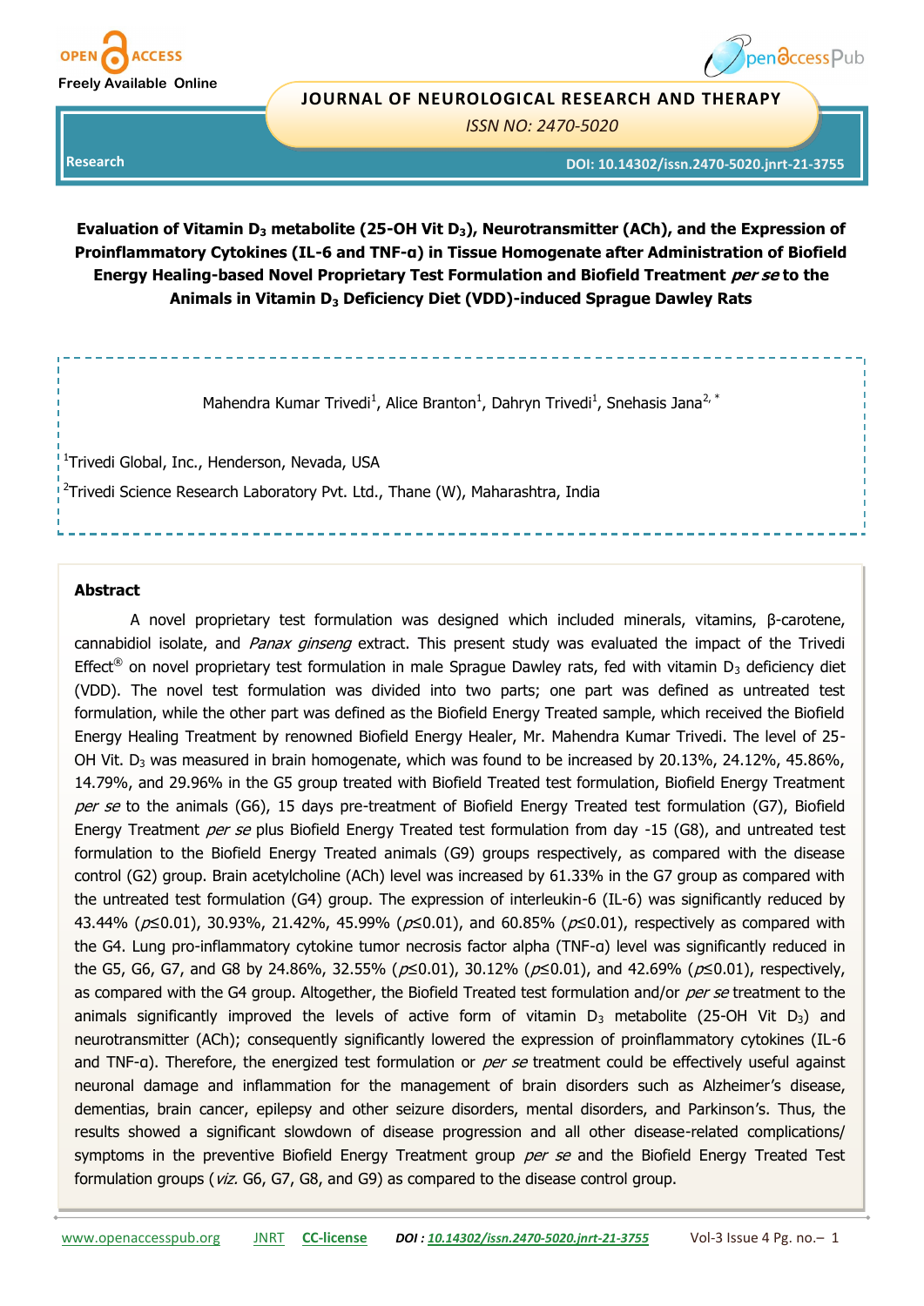Research

DOI: 10.14302/issn.2470-5020.jnrt-21-3755

# Evaluation of Vitamin $D_3$ metabolite (25-OH Vit $D_3$), Neurotransmitter (ACh), and the Expression of Proinflammatory Cytokines (IL-6 and TNF-α) in Tissue Homogenate after Administration of Biofield Energy Healing-based Novel Proprietary Test Formulation and Biofield Treatment *per se* to the Animals in Vitamin $D_3$ Deficiency Diet (VDD)-induced Sprague Dawley Rats

Mahendra Kumar Trivedi[1], Alice Branton[1], Dahryn Trivedi[1], Snehasis Jana[2,*]

[1]Trivedi Global, Inc., Henderson, Nevada, USA

[2]Trivedi Science Research Laboratory Pvt. Ltd., Thane (W), Maharashtra, India

## Abstract

A novel proprietary test formulation was designed which included minerals, vitamins, β-carotene, cannabidiol isolate, and *Panax ginseng* extract. This present study was evaluated the impact of the Trivedi Effect® on novel proprietary test formulation in male Sprague Dawley rats, fed with vitamin $D_3$ deficiency diet (VDD). The novel test formulation was divided into two parts; one part was defined as untreated test formulation, while the other part was defined as the Biofield Energy Treated sample, which received the Biofield Energy Healing Treatment by renowned Biofield Energy Healer, Mr. Mahendra Kumar Trivedi. The level of 25-OH Vit. $D_3$ was measured in brain homogenate, which was found to be increased by 20.13%, 24.12%, 45.86%, 14.79%, and 29.96% in the G5 group treated with Biofield Treated test formulation, Biofield Energy Treatment *per se* to the animals (G6), 15 days pre-treatment of Biofield Energy Treated test formulation (G7), Biofield Energy Treatment *per se* plus Biofield Energy Treated test formulation from day -15 (G8), and untreated test formulation to the Biofield Energy Treated animals (G9) groups respectively, as compared with the disease control (G2) group. Brain acetylcholine (ACh) level was increased by 61.33% in the G7 group as compared with the untreated test formulation (G4) group. The expression of interleukin-6 (IL-6) was significantly reduced by 43.44% ($p \leq 0.01$), 30.93%, 21.42%, 45.99% ($p \leq 0.01$), and 60.85% ($p \leq 0.01$), respectively as compared with the G4. Lung pro-inflammatory cytokine tumor necrosis factor alpha (TNF-α) level was significantly reduced in the G5, G6, G7, and G8 by 24.86%, 32.55% ($p \leq 0.01$), 30.12% ($p \leq 0.01$), and 42.69% ($p \leq 0.01$), respectively, as compared with the G4 group. Altogether, the Biofield Treated test formulation and/or *per se* treatment to the animals significantly improved the levels of active form of vitamin $D_3$ metabolite (25-OH Vit $D_3$) and neurotransmitter (ACh); consequently significantly lowered the expression of proinflammatory cytokines (IL-6 and TNF-α). Therefore, the energized test formulation or *per se* treatment could be effectively useful against neuronal damage and inflammation for the management of brain disorders such as Alzheimer's disease, dementias, brain cancer, epilepsy and other seizure disorders, mental disorders, and Parkinson's. Thus, the results showed a significant slowdown of disease progression and all other disease-related complications/ symptoms in the preventive Biofield Energy Treatment group *per se* and the Biofield Energy Treated Test formulation groups (*viz.* G6, G7, G8, and G9) as compared to the disease control group.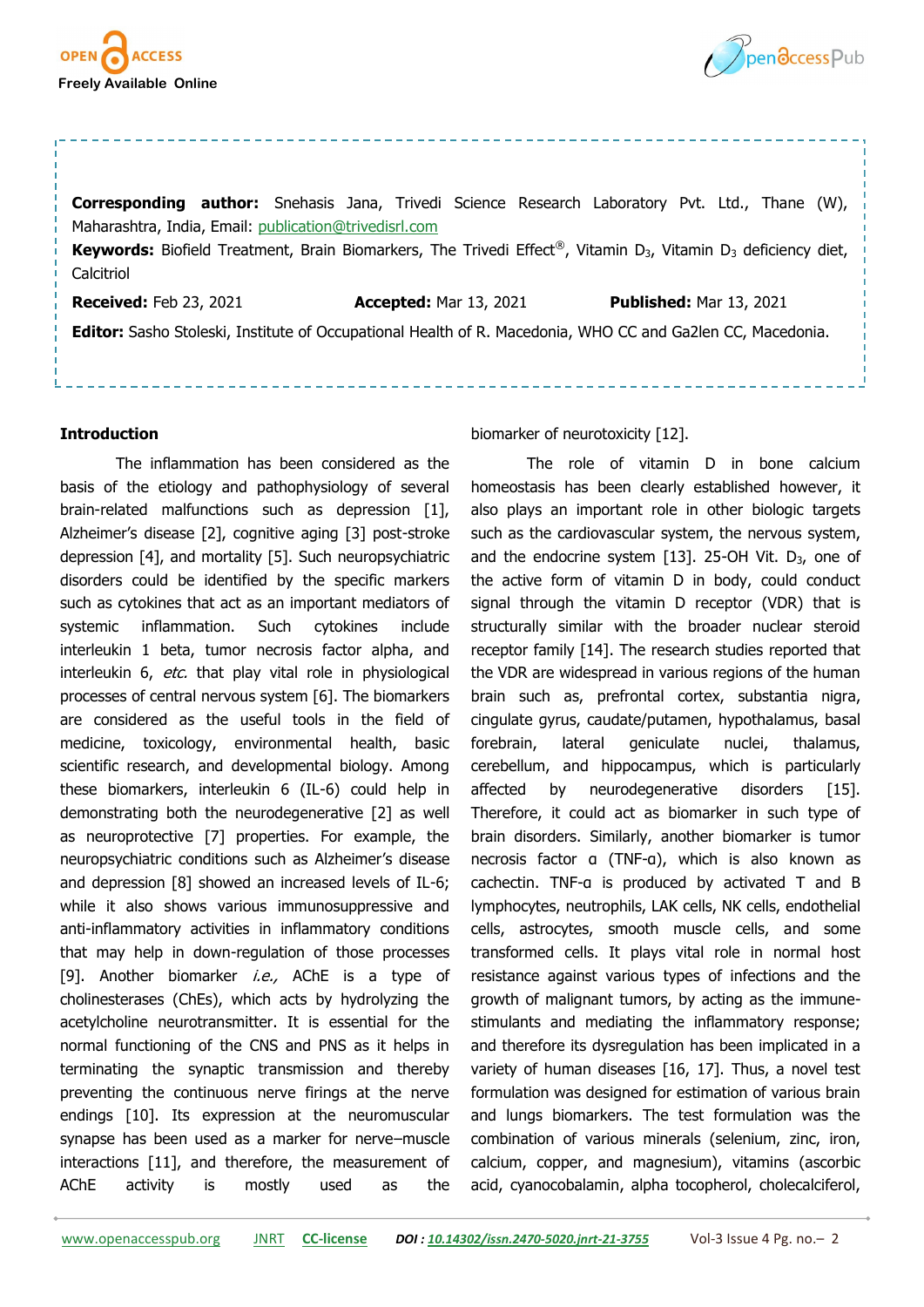**Corresponding author:** Snehasis Jana, Trivedi Science Research Laboratory Pvt. Ltd., Thane (W), Maharashtra, India, Email: publication@trivedisrl.com

**Keywords:** Biofield Treatment, Brain Biomarkers, The Trivedi Effect®, Vitamin $D_3$, Vitamin $D_3$ deficiency diet, Calcitriol

**Received:** Feb 23, 2021 **Accepted:** Mar 13, 2021 **Published:** Mar 13, 2021

**Editor:** Sasho Stoleski, Institute of Occupational Health of R. Macedonia, WHO CC and Ga2len CC, Macedonia.

## Introduction

The inflammation has been considered as the basis of the etiology and pathophysiology of several brain-related malfunctions such as depression [1], Alzheimer's disease [2], cognitive aging [3] post-stroke depression [4], and mortality [5]. Such neuropsychiatric disorders could be identified by the specific markers such as cytokines that act as an important mediators of systemic inflammation. Such cytokines include interleukin 1 beta, tumor necrosis factor alpha, and interleukin 6, *etc.* that play vital role in physiological processes of central nervous system [6]. The biomarkers are considered as the useful tools in the field of medicine, toxicology, environmental health, basic scientific research, and developmental biology. Among these biomarkers, interleukin 6 (IL-6) could help in demonstrating both the neurodegenerative [2] as well as neuroprotective [7] properties. For example, the neuropsychiatric conditions such as Alzheimer's disease and depression [8] showed an increased levels of IL-6; while it also shows various immunosuppressive and anti-inflammatory activities in inflammatory conditions that may help in down-regulation of those processes [9]. Another biomarker *i.e.,* AChE is a type of cholinesterases (ChEs), which acts by hydrolyzing the acetylcholine neurotransmitter. It is essential for the normal functioning of the CNS and PNS as it helps in terminating the synaptic transmission and thereby preventing the continuous nerve firings at the nerve endings [10]. Its expression at the neuromuscular synapse has been used as a marker for nerve–muscle interactions [11], and therefore, the measurement of AChE activity is mostly used as the biomarker of neurotoxicity [12].

The role of vitamin D in bone calcium homeostasis has been clearly established however, it also plays an important role in other biologic targets such as the cardiovascular system, the nervous system, and the endocrine system [13]. 25-OH Vit. $D_3$, one of the active form of vitamin D in body, could conduct signal through the vitamin D receptor (VDR) that is structurally similar with the broader nuclear steroid receptor family [14]. The research studies reported that the VDR are widespread in various regions of the human brain such as, prefrontal cortex, substantia nigra, cingulate gyrus, caudate/putamen, hypothalamus, basal forebrain, lateral geniculate nuclei, thalamus, cerebellum, and hippocampus, which is particularly affected by neurodegenerative disorders [15]. Therefore, it could act as biomarker in such type of brain disorders. Similarly, another biomarker is tumor necrosis factor α (TNF-α), which is also known as cachectin. TNF-α is produced by activated T and B lymphocytes, neutrophils, LAK cells, NK cells, endothelial cells, astrocytes, smooth muscle cells, and some transformed cells. It plays vital role in normal host resistance against various types of infections and the growth of malignant tumors, by acting as the immune-stimulants and mediating the inflammatory response; and therefore its dysregulation has been implicated in a variety of human diseases [16, 17]. Thus, a novel test formulation was designed for estimation of various brain and lungs biomarkers. The test formulation was the combination of various minerals (selenium, zinc, iron, calcium, copper, and magnesium), vitamins (ascorbic acid, cyanocobalamin, alpha tocopherol, cholecalciferol,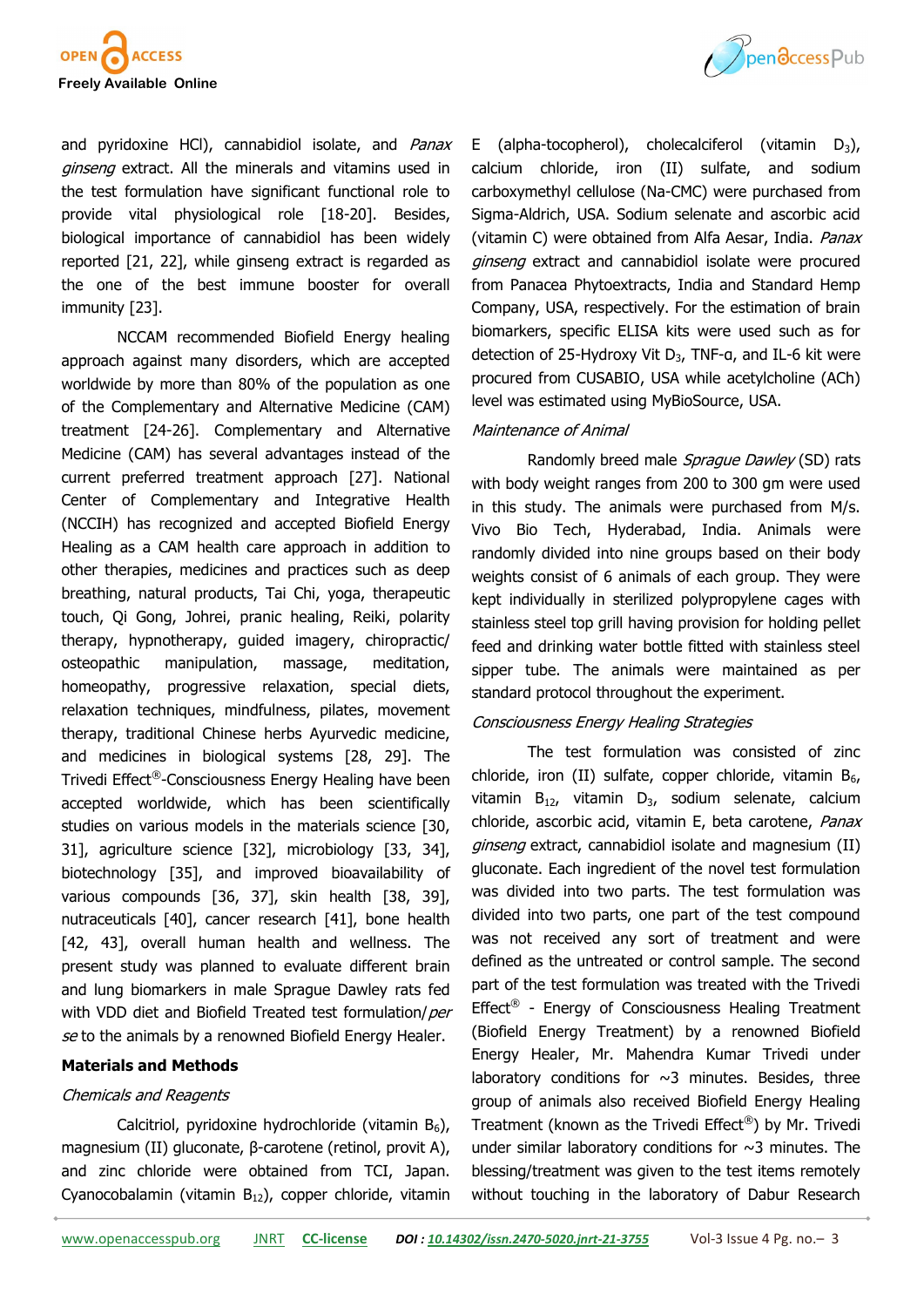and pyridoxine HCl), cannabidiol isolate, and *Panax ginseng* extract. All the minerals and vitamins used in the test formulation have significant functional role to provide vital physiological role [18-20]. Besides, biological importance of cannabidiol has been widely reported [21, 22], while ginseng extract is regarded as the one of the best immune booster for overall immunity [23].

NCCAM recommended Biofield Energy healing approach against many disorders, which are accepted worldwide by more than 80% of the population as one of the Complementary and Alternative Medicine (CAM) treatment [24-26]. Complementary and Alternative Medicine (CAM) has several advantages instead of the current preferred treatment approach [27]. National Center of Complementary and Integrative Health (NCCIH) has recognized and accepted Biofield Energy Healing as a CAM health care approach in addition to other therapies, medicines and practices such as deep breathing, natural products, Tai Chi, yoga, therapeutic touch, Qi Gong, Johrei, pranic healing, Reiki, polarity therapy, hypnotherapy, guided imagery, chiropractic/osteopathic manipulation, massage, meditation, homeopathy, progressive relaxation, special diets, relaxation techniques, mindfulness, pilates, movement therapy, traditional Chinese herbs Ayurvedic medicine, and medicines in biological systems [28, 29]. The Trivedi Effect®-Consciousness Energy Healing have been accepted worldwide, which has been scientifically studies on various models in the materials science [30, 31], agriculture science [32], microbiology [33, 34], biotechnology [35], and improved bioavailability of various compounds [36, 37], skin health [38, 39], nutraceuticals [40], cancer research [41], bone health [42, 43], overall human health and wellness. The present study was planned to evaluate different brain and lung biomarkers in male Sprague Dawley rats fed with VDD diet and Biofield Treated test formulation/*per se* to the animals by a renowned Biofield Energy Healer.

## Materials and Methods

### *Chemicals and Reagents*

Calcitriol, pyridoxine hydrochloride (vitamin $B_6$), magnesium (II) gluconate, β-carotene (retinol, provit A), and zinc chloride were obtained from TCI, Japan. Cyanocobalamin (vitamin $B_{12}$), copper chloride, vitamin E (alpha-tocopherol), cholecalciferol (vitamin $D_3$), calcium chloride, iron (II) sulfate, and sodium carboxymethyl cellulose (Na-CMC) were purchased from Sigma-Aldrich, USA. Sodium selenate and ascorbic acid (vitamin C) were obtained from Alfa Aesar, India. *Panax ginseng* extract and cannabidiol isolate were procured from Panacea Phytoextracts, India and Standard Hemp Company, USA, respectively. For the estimation of brain biomarkers, specific ELISA kits were used such as for detection of 25-Hydroxy Vit $D_3$, TNF-α, and IL-6 kit were procured from CUSABIO, USA while acetylcholine (ACh) level was estimated using MyBioSource, USA.

### *Maintenance of Animal*

Randomly breed male *Sprague Dawley* (SD) rats with body weight ranges from 200 to 300 gm were used in this study. The animals were purchased from M/s. Vivo Bio Tech, Hyderabad, India. Animals were randomly divided into nine groups based on their body weights consist of 6 animals of each group. They were kept individually in sterilized polypropylene cages with stainless steel top grill having provision for holding pellet feed and drinking water bottle fitted with stainless steel sipper tube. The animals were maintained as per standard protocol throughout the experiment.

### *Consciousness Energy Healing Strategies*

The test formulation was consisted of zinc chloride, iron (II) sulfate, copper chloride, vitamin $B_6$, vitamin $B_{12}$, vitamin $D_3$, sodium selenate, calcium chloride, ascorbic acid, vitamin E, beta carotene, *Panax ginseng* extract, cannabidiol isolate and magnesium (II) gluconate. Each ingredient of the novel test formulation was divided into two parts. The test formulation was divided into two parts, one part of the test compound was not received any sort of treatment and were defined as the untreated or control sample. The second part of the test formulation was treated with the Trivedi Effect® - Energy of Consciousness Healing Treatment (Biofield Energy Treatment) by a renowned Biofield Energy Healer, Mr. Mahendra Kumar Trivedi under laboratory conditions for ~3 minutes. Besides, three group of animals also received Biofield Energy Healing Treatment (known as the Trivedi Effect®) by Mr. Trivedi under similar laboratory conditions for ~3 minutes. The blessing/treatment was given to the test items remotely without touching in the laboratory of Dabur Research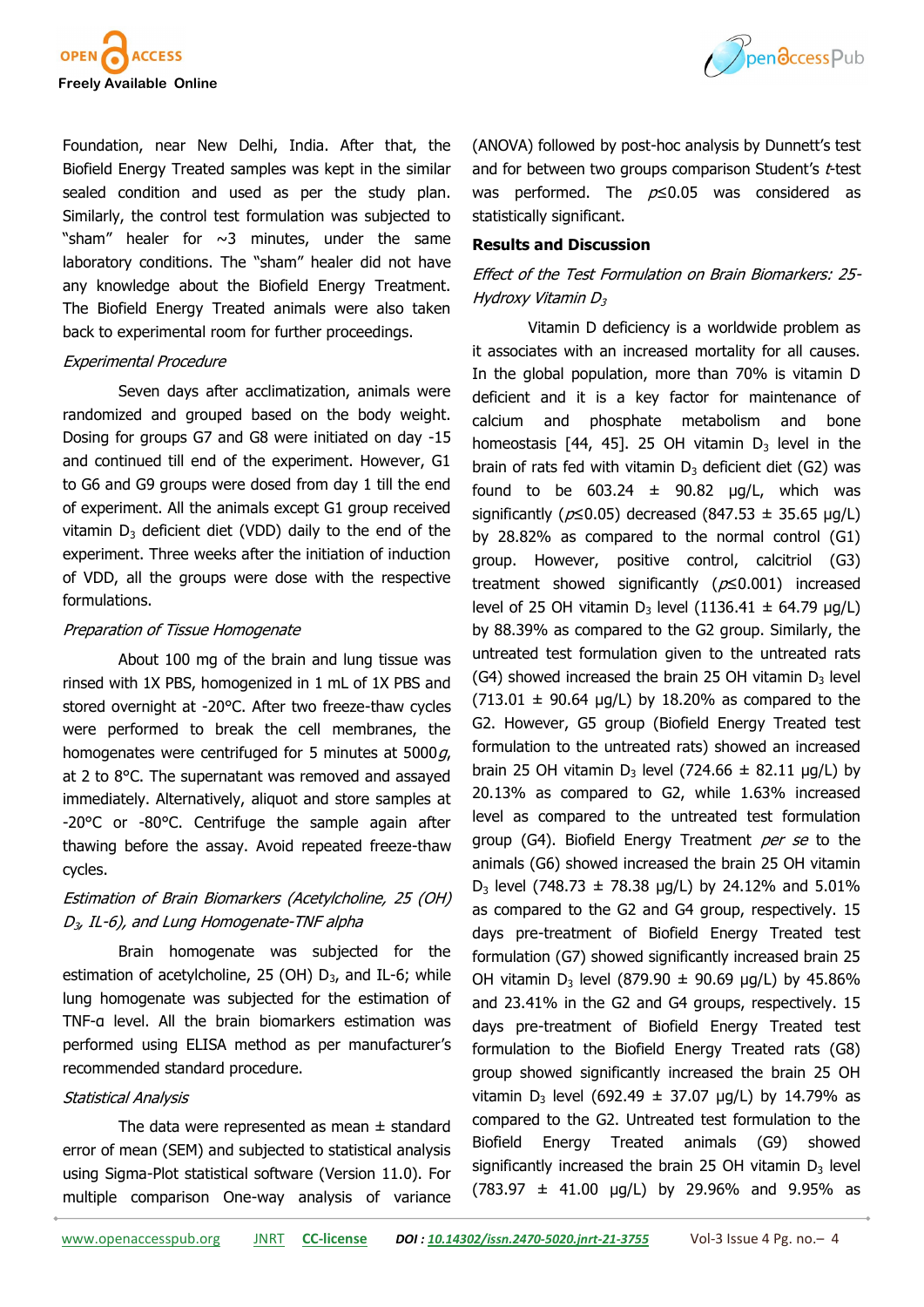Foundation, near New Delhi, India. After that, the Biofield Energy Treated samples was kept in the similar sealed condition and used as per the study plan. Similarly, the control test formulation was subjected to "sham" healer for ~3 minutes, under the same laboratory conditions. The "sham" healer did not have any knowledge about the Biofield Energy Treatment. The Biofield Energy Treated animals were also taken back to experimental room for further proceedings.

*Experimental Procedure*

Seven days after acclimatization, animals were randomized and grouped based on the body weight. Dosing for groups G7 and G8 were initiated on day -15 and continued till end of the experiment. However, G1 to G6 and G9 groups were dosed from day 1 till the end of experiment. All the animals except G1 group received vitamin $D_3$ deficient diet (VDD) daily to the end of the experiment. Three weeks after the initiation of induction of VDD, all the groups were dose with the respective formulations.

*Preparation of Tissue Homogenate*

About 100 mg of the brain and lung tissue was rinsed with 1X PBS, homogenized in 1 mL of 1X PBS and stored overnight at -20°C. After two freeze-thaw cycles were performed to break the cell membranes, the homogenates were centrifuged for 5 minutes at 5000*g*, at 2 to 8°C. The supernatant was removed and assayed immediately. Alternatively, aliquot and store samples at -20°C or -80°C. Centrifuge the sample again after thawing before the assay. Avoid repeated freeze-thaw cycles.

*Estimation of Brain Biomarkers (Acetylcholine, 25 (OH) $D_3$, IL-6), and Lung Homogenate-TNF alpha*

Brain homogenate was subjected for the estimation of acetylcholine, 25 (OH) $D_3$, and IL-6; while lung homogenate was subjected for the estimation of TNF-α level. All the brain biomarkers estimation was performed using ELISA method as per manufacturer's recommended standard procedure.

*Statistical Analysis*

The data were represented as mean ± standard error of mean (SEM) and subjected to statistical analysis using Sigma-Plot statistical software (Version 11.0). For multiple comparison One-way analysis of variance (ANOVA) followed by post-hoc analysis by Dunnett's test and for between two groups comparison Student's *t*-test was performed. The $p \leq 0.05$ was considered as statistically significant.

## Results and Discussion

*Effect of the Test Formulation on Brain Biomarkers: 25-Hydroxy Vitamin $D_3$*

Vitamin D deficiency is a worldwide problem as it associates with an increased mortality for all causes. In the global population, more than 70% is vitamin D deficient and it is a key factor for maintenance of calcium and phosphate metabolism and bone homeostasis [44, 45]. 25 OH vitamin $D_3$ level in the brain of rats fed with vitamin $D_3$ deficient diet (G2) was found to be 603.24 ± 90.82 µg/L, which was significantly ($p \leq 0.05$) decreased (847.53 ± 35.65 µg/L) by 28.82% as compared to the normal control (G1) group. However, positive control, calcitriol (G3) treatment showed significantly ($p \leq 0.001$) increased level of 25 OH vitamin $D_3$ level (1136.41 ± 64.79 µg/L) by 88.39% as compared to the G2 group. Similarly, the untreated test formulation given to the untreated rats (G4) showed increased the brain 25 OH vitamin $D_3$ level (713.01 ± 90.64 µg/L) by 18.20% as compared to the G2. However, G5 group (Biofield Energy Treated test formulation to the untreated rats) showed an increased brain 25 OH vitamin $D_3$ level (724.66 ± 82.11 µg/L) by 20.13% as compared to G2, while 1.63% increased level as compared to the untreated test formulation group (G4). Biofield Energy Treatment *per se* to the animals (G6) showed increased the brain 25 OH vitamin $D_3$ level (748.73 ± 78.38 µg/L) by 24.12% and 5.01% as compared to the G2 and G4 group, respectively. 15 days pre-treatment of Biofield Energy Treated test formulation (G7) showed significantly increased brain 25 OH vitamin $D_3$ level (879.90 ± 90.69 µg/L) by 45.86% and 23.41% in the G2 and G4 groups, respectively. 15 days pre-treatment of Biofield Energy Treated test formulation to the Biofield Energy Treated rats (G8) group showed significantly increased the brain 25 OH vitamin $D_3$ level (692.49 ± 37.07 µg/L) by 14.79% as compared to the G2. Untreated test formulation to the Biofield Energy Treated animals (G9) showed significantly increased the brain 25 OH vitamin $D_3$ level (783.97 ± 41.00 µg/L) by 29.96% and 9.95% as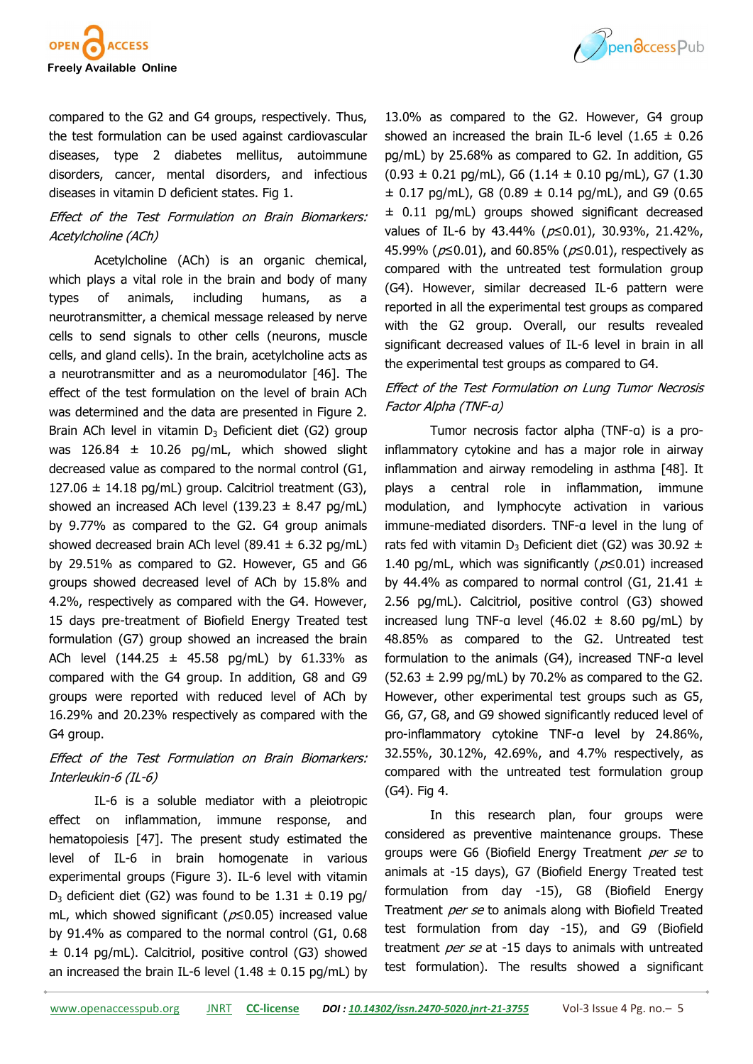compared to the G2 and G4 groups, respectively. Thus, the test formulation can be used against cardiovascular diseases, type 2 diabetes mellitus, autoimmune disorders, cancer, mental disorders, and infectious diseases in vitamin D deficient states. Fig 1.

*Effect of the Test Formulation on Brain Biomarkers: Acetylcholine (ACh)*

Acetylcholine (ACh) is an organic chemical, which plays a vital role in the brain and body of many types of animals, including humans, as a neurotransmitter, a chemical message released by nerve cells to send signals to other cells (neurons, muscle cells, and gland cells). In the brain, acetylcholine acts as a neurotransmitter and as a neuromodulator [46]. The effect of the test formulation on the level of brain ACh was determined and the data are presented in Figure 2. Brain ACh level in vitamin $D_3$ Deficient diet (G2) group was 126.84 ± 10.26 pg/mL, which showed slight decreased value as compared to the normal control (G1, 127.06 ± 14.18 pg/mL) group. Calcitriol treatment (G3), showed an increased ACh level (139.23 ± 8.47 pg/mL) by 9.77% as compared to the G2. G4 group animals showed decreased brain ACh level (89.41 ± 6.32 pg/mL) by 29.51% as compared to G2. However, G5 and G6 groups showed decreased level of ACh by 15.8% and 4.2%, respectively as compared with the G4. However, 15 days pre-treatment of Biofield Energy Treated test formulation (G7) group showed an increased the brain ACh level (144.25 ± 45.58 pg/mL) by 61.33% as compared with the G4 group. In addition, G8 and G9 groups were reported with reduced level of ACh by 16.29% and 20.23% respectively as compared with the G4 group.

*Effect of the Test Formulation on Brain Biomarkers: Interleukin-6 (IL-6)*

IL-6 is a soluble mediator with a pleiotropic effect on inflammation, immune response, and hematopoiesis [47]. The present study estimated the level of IL-6 in brain homogenate in various experimental groups (Figure 3). IL-6 level with vitamin $D_3$ deficient diet (G2) was found to be 1.31 ± 0.19 pg/mL, which showed significant ($p \leq 0.05$) increased value by 91.4% as compared to the normal control (G1, 0.68 ± 0.14 pg/mL). Calcitriol, positive control (G3) showed an increased the brain IL-6 level (1.48 ± 0.15 pg/mL) by 13.0% as compared to the G2. However, G4 group showed an increased the brain IL-6 level (1.65 ± 0.26 pg/mL) by 25.68% as compared to G2. In addition, G5 (0.93 ± 0.21 pg/mL), G6 (1.14 ± 0.10 pg/mL), G7 (1.30 ± 0.17 pg/mL), G8 (0.89 ± 0.14 pg/mL), and G9 (0.65 ± 0.11 pg/mL) groups showed significant decreased values of IL-6 by 43.44% ($p \leq 0.01$), 30.93%, 21.42%, 45.99% ($p \leq 0.01$), and 60.85% ($p \leq 0.01$), respectively as compared with the untreated test formulation group (G4). However, similar decreased IL-6 pattern were reported in all the experimental test groups as compared with the G2 group. Overall, our results revealed significant decreased values of IL-6 level in brain in all the experimental test groups as compared to G4.

*Effect of the Test Formulation on Lung Tumor Necrosis Factor Alpha (TNF-α)*

Tumor necrosis factor alpha (TNF-α) is a pro-inflammatory cytokine and has a major role in airway inflammation and airway remodeling in asthma [48]. It plays a central role in inflammation, immune modulation, and lymphocyte activation in various immune-mediated disorders. TNF-α level in the lung of rats fed with vitamin $D_3$ Deficient diet (G2) was 30.92 ± 1.40 pg/mL, which was significantly ($p \leq 0.01$) increased by 44.4% as compared to normal control (G1, 21.41 ± 2.56 pg/mL). Calcitriol, positive control (G3) showed increased lung TNF-α level (46.02 ± 8.60 pg/mL) by 48.85% as compared to the G2. Untreated test formulation to the animals (G4), increased TNF-α level (52.63 ± 2.99 pg/mL) by 70.2% as compared to the G2. However, other experimental test groups such as G5, G6, G7, G8, and G9 showed significantly reduced level of pro-inflammatory cytokine TNF-α level by 24.86%, 32.55%, 30.12%, 42.69%, and 4.7% respectively, as compared with the untreated test formulation group (G4). Fig 4.

In this research plan, four groups were considered as preventive maintenance groups. These groups were G6 (Biofield Energy Treatment *per se* to animals at -15 days), G7 (Biofield Energy Treated test formulation from day -15), G8 (Biofield Energy Treatment *per se* to animals along with Biofield Treated test formulation from day -15), and G9 (Biofield treatment *per se* at -15 days to animals with untreated test formulation). The results showed a significant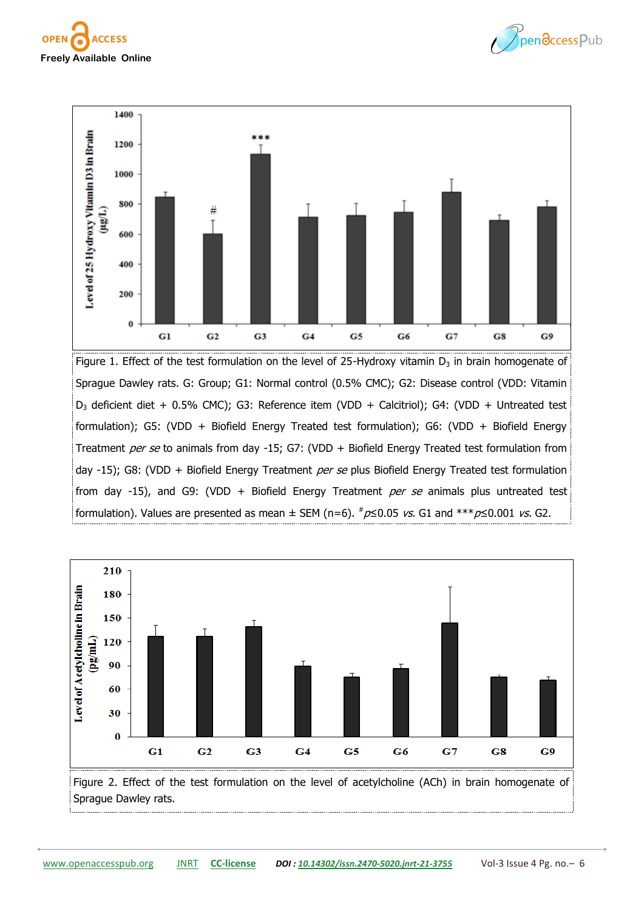Figure 1. Effect of the test formulation on the level of 25-Hydroxy vitamin $D_3$ in brain homogenate of Sprague Dawley rats. G: Group; G1: Normal control (0.5% CMC); G2: Disease control (VDD: Vitamin $D_3$ deficient diet + 0.5% CMC); G3: Reference item (VDD + Calcitriol); G4: (VDD + Untreated test formulation); G5: (VDD + Biofield Energy Treated test formulation); G6: (VDD + Biofield Energy Treatment *per se* to animals from day -15; G7: (VDD + Biofield Energy Treated test formulation from day -15); G8: (VDD + Biofield Energy Treatment *per se* plus Biofield Energy Treated test formulation from day -15), and G9: (VDD + Biofield Energy Treatment *per se* animals plus untreated test formulation). Values are presented as mean ± SEM (n=6). $^{\#}p \leq 0.05$ *vs.* G1 and $^{***}p \leq 0.001$ *vs.* G2.

Figure 2. Effect of the test formulation on the level of acetylcholine (ACh) in brain homogenate of Sprague Dawley rats.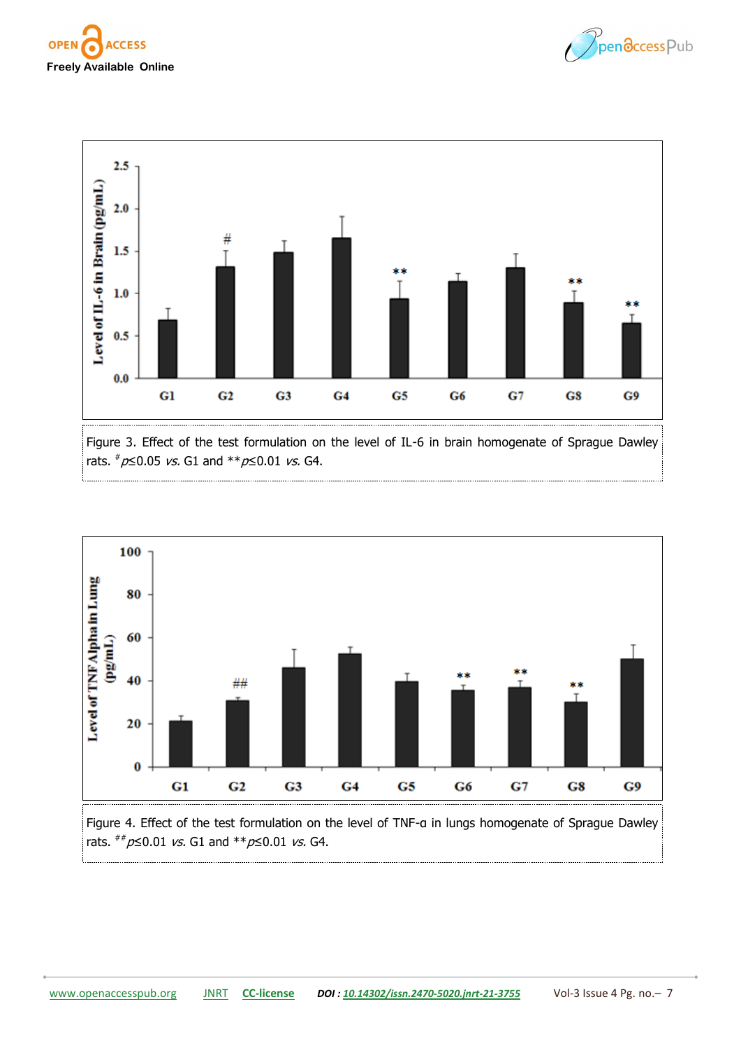Figure 3. Effect of the test formulation on the level of IL-6 in brain homogenate of Sprague Dawley rats. $^{\#}p \leq 0.05$ *vs.* G1 and $^{**}p \leq 0.01$ *vs.* G4.

Figure 4. Effect of the test formulation on the level of TNF-α in lungs homogenate of Sprague Dawley rats. $^{\#\#}p \leq 0.01$ *vs.* G1 and $^{**}p \leq 0.01$ *vs.* G4.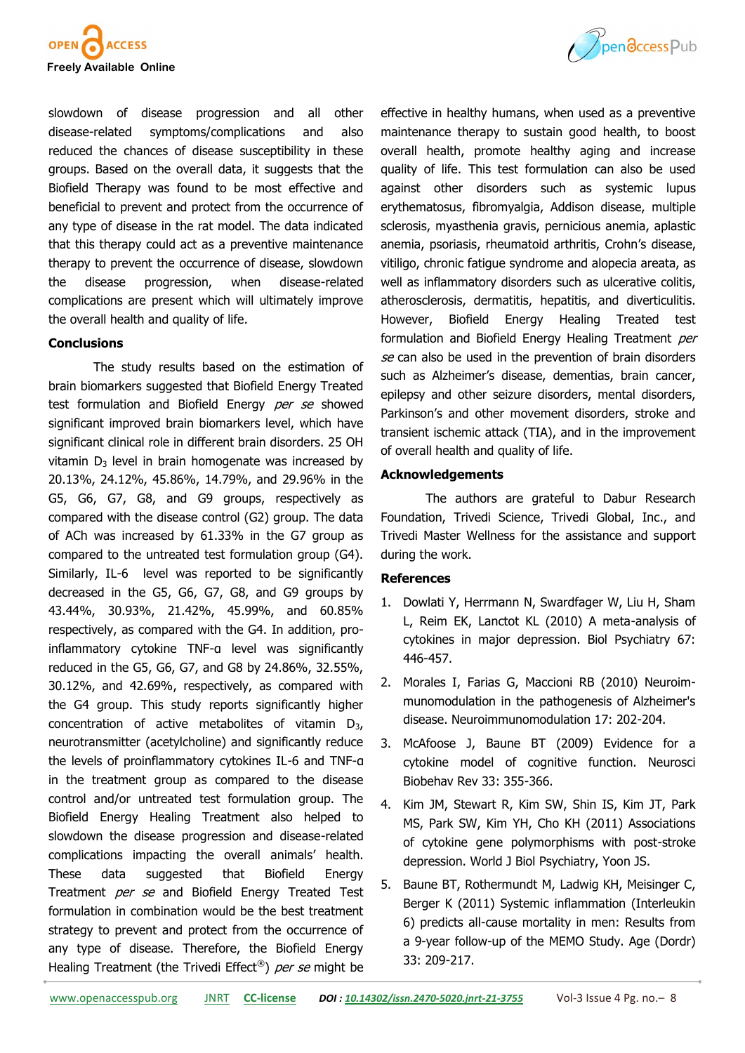slowdown of disease progression and all other disease-related symptoms/complications and also reduced the chances of disease susceptibility in these groups. Based on the overall data, it suggests that the Biofield Therapy was found to be most effective and beneficial to prevent and protect from the occurrence of any type of disease in the rat model. The data indicated that this therapy could act as a preventive maintenance therapy to prevent the occurrence of disease, slowdown the disease progression, when disease-related complications are present which will ultimately improve the overall health and quality of life.

## Conclusions

The study results based on the estimation of brain biomarkers suggested that Biofield Energy Treated test formulation and Biofield Energy *per se* showed significant improved brain biomarkers level, which have significant clinical role in different brain disorders. 25 OH vitamin $D_3$ level in brain homogenate was increased by 20.13%, 24.12%, 45.86%, 14.79%, and 29.96% in the G5, G6, G7, G8, and G9 groups, respectively as compared with the disease control (G2) group. The data of ACh was increased by 61.33% in the G7 group as compared to the untreated test formulation group (G4). Similarly, IL-6 level was reported to be significantly decreased in the G5, G6, G7, G8, and G9 groups by 43.44%, 30.93%, 21.42%, 45.99%, and 60.85% respectively, as compared with the G4. In addition, pro-inflammatory cytokine TNF-α level was significantly reduced in the G5, G6, G7, and G8 by 24.86%, 32.55%, 30.12%, and 42.69%, respectively, as compared with the G4 group. This study reports significantly higher concentration of active metabolites of vitamin $D_3$, neurotransmitter (acetylcholine) and significantly reduce the levels of proinflammatory cytokines IL-6 and TNF-α in the treatment group as compared to the disease control and/or untreated test formulation group. The Biofield Energy Healing Treatment also helped to slowdown the disease progression and disease-related complications impacting the overall animals' health. These data suggested that Biofield Energy Treatment *per se* and Biofield Energy Treated Test formulation in combination would be the best treatment strategy to prevent and protect from the occurrence of any type of disease. Therefore, the Biofield Energy Healing Treatment (the Trivedi Effect®) *per se* might be effective in healthy humans, when used as a preventive maintenance therapy to sustain good health, to boost overall health, promote healthy aging and increase quality of life. This test formulation can also be used against other disorders such as systemic lupus erythematosus, fibromyalgia, Addison disease, multiple sclerosis, myasthenia gravis, pernicious anemia, aplastic anemia, psoriasis, rheumatoid arthritis, Crohn's disease, vitiligo, chronic fatigue syndrome and alopecia areata, as well as inflammatory disorders such as ulcerative colitis, atherosclerosis, dermatitis, hepatitis, and diverticulitis. However, Biofield Energy Healing Treated test formulation and Biofield Energy Healing Treatment *per se* can also be used in the prevention of brain disorders such as Alzheimer's disease, dementias, brain cancer, epilepsy and other seizure disorders, mental disorders, Parkinson's and other movement disorders, stroke and transient ischemic attack (TIA), and in the improvement of overall health and quality of life.

## Acknowledgements

The authors are grateful to Dabur Research Foundation, Trivedi Science, Trivedi Global, Inc., and Trivedi Master Wellness for the assistance and support during the work.

## References

1. Dowlati Y, Herrmann N, Swardfager W, Liu H, Sham L, Reim EK, Lanctot KL (2010) A meta-analysis of cytokines in major depression. Biol Psychiatry 67: 446-457.
2. Morales I, Farias G, Maccioni RB (2010) Neuroimmunomodulation in the pathogenesis of Alzheimer's disease. Neuroimmunomodulation 17: 202-204.
3. McAfoose J, Baune BT (2009) Evidence for a cytokine model of cognitive function. Neurosci Biobehav Rev 33: 355-366.
4. Kim JM, Stewart R, Kim SW, Shin IS, Kim JT, Park MS, Park SW, Kim YH, Cho KH (2011) Associations of cytokine gene polymorphisms with post-stroke depression. World J Biol Psychiatry, Yoon JS.
5. Baune BT, Rothermundt M, Ladwig KH, Meisinger C, Berger K (2011) Systemic inflammation (Interleukin 6) predicts all-cause mortality in men: Results from a 9-year follow-up of the MEMO Study. Age (Dordr) 33: 209-217.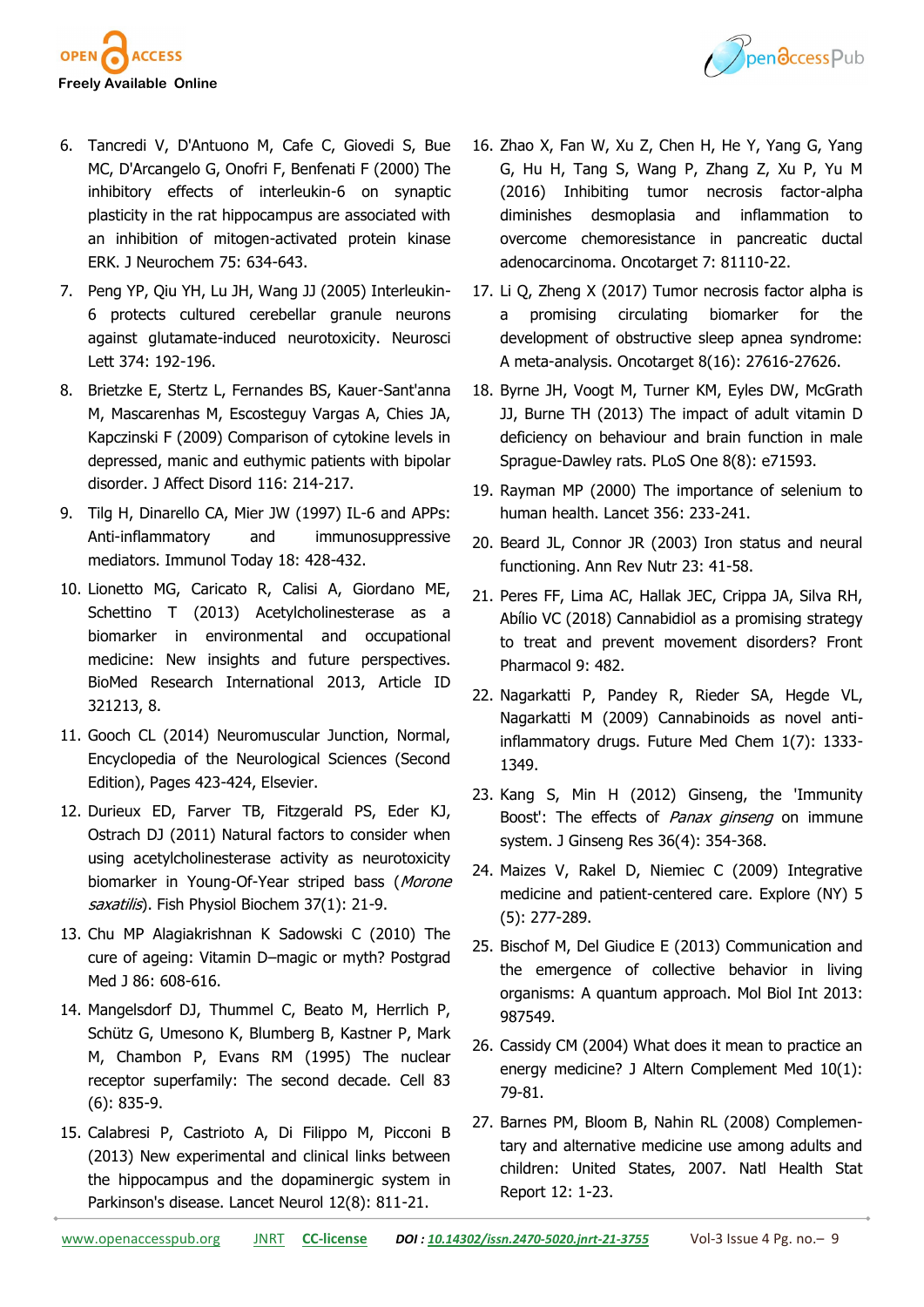6. Tancredi V, D'Antuono M, Cafe C, Giovedi S, Bue MC, D'Arcangelo G, Onofri F, Benfenati F (2000) The inhibitory effects of interleukin-6 on synaptic plasticity in the rat hippocampus are associated with an inhibition of mitogen-activated protein kinase ERK. J Neurochem 75: 634-643.
7. Peng YP, Qiu YH, Lu JH, Wang JJ (2005) Interleukin-6 protects cultured cerebellar granule neurons against glutamate-induced neurotoxicity. Neurosci Lett 374: 192-196.
8. Brietzke E, Stertz L, Fernandes BS, Kauer-Sant'anna M, Mascarenhas M, Escosteguy Vargas A, Chies JA, Kapczinski F (2009) Comparison of cytokine levels in depressed, manic and euthymic patients with bipolar disorder. J Affect Disord 116: 214-217.
9. Tilg H, Dinarello CA, Mier JW (1997) IL-6 and APPs: Anti-inflammatory and immunosuppressive mediators. Immunol Today 18: 428-432.
10. Lionetto MG, Caricato R, Calisi A, Giordano ME, Schettino T (2013) Acetylcholinesterase as a biomarker in environmental and occupational medicine: New insights and future perspectives. BioMed Research International 2013, Article ID 321213, 8.
11. Gooch CL (2014) Neuromuscular Junction, Normal, Encyclopedia of the Neurological Sciences (Second Edition), Pages 423-424, Elsevier.
12. Durieux ED, Farver TB, Fitzgerald PS, Eder KJ, Ostrach DJ (2011) Natural factors to consider when using acetylcholinesterase activity as neurotoxicity biomarker in Young-Of-Year striped bass (*Morone saxatilis*). Fish Physiol Biochem 37(1): 21-9.
13. Chu MP Alagiakrishnan K Sadowski C (2010) The cure of ageing: Vitamin D–magic or myth? Postgrad Med J 86: 608-616.
14. Mangelsdorf DJ, Thummel C, Beato M, Herrlich P, Schütz G, Umesono K, Blumberg B, Kastner P, Mark M, Chambon P, Evans RM (1995) The nuclear receptor superfamily: The second decade. Cell 83 (6): 835-9.
15. Calabresi P, Castrioto A, Di Filippo M, Picconi B (2013) New experimental and clinical links between the hippocampus and the dopaminergic system in Parkinson's disease. Lancet Neurol 12(8): 811-21.
16. Zhao X, Fan W, Xu Z, Chen H, He Y, Yang G, Yang G, Hu H, Tang S, Wang P, Zhang Z, Xu P, Yu M (2016) Inhibiting tumor necrosis factor-alpha diminishes desmoplasia and inflammation to overcome chemoresistance in pancreatic ductal adenocarcinoma. Oncotarget 7: 81110-22.
17. Li Q, Zheng X (2017) Tumor necrosis factor alpha is a promising circulating biomarker for the development of obstructive sleep apnea syndrome: A meta-analysis. Oncotarget 8(16): 27616-27626.
18. Byrne JH, Voogt M, Turner KM, Eyles DW, McGrath JJ, Burne TH (2013) The impact of adult vitamin D deficiency on behaviour and brain function in male Sprague-Dawley rats. PLoS One 8(8): e71593.
19. Rayman MP (2000) The importance of selenium to human health. Lancet 356: 233-241.
20. Beard JL, Connor JR (2003) Iron status and neural functioning. Ann Rev Nutr 23: 41-58.
21. Peres FF, Lima AC, Hallak JEC, Crippa JA, Silva RH, Abílio VC (2018) Cannabidiol as a promising strategy to treat and prevent movement disorders? Front Pharmacol 9: 482.
22. Nagarkatti P, Pandey R, Rieder SA, Hegde VL, Nagarkatti M (2009) Cannabinoids as novel anti-inflammatory drugs. Future Med Chem 1(7): 1333-1349.
23. Kang S, Min H (2012) Ginseng, the 'Immunity Boost': The effects of *Panax ginseng* on immune system. J Ginseng Res 36(4): 354-368.
24. Maizes V, Rakel D, Niemiec C (2009) Integrative medicine and patient-centered care. Explore (NY) 5 (5): 277-289.
25. Bischof M, Del Giudice E (2013) Communication and the emergence of collective behavior in living organisms: A quantum approach. Mol Biol Int 2013: 987549.
26. Cassidy CM (2004) What does it mean to practice an energy medicine? J Altern Complement Med 10(1): 79-81.
27. Barnes PM, Bloom B, Nahin RL (2008) Complementary and alternative medicine use among adults and children: United States, 2007. Natl Health Stat Report 12: 1-23.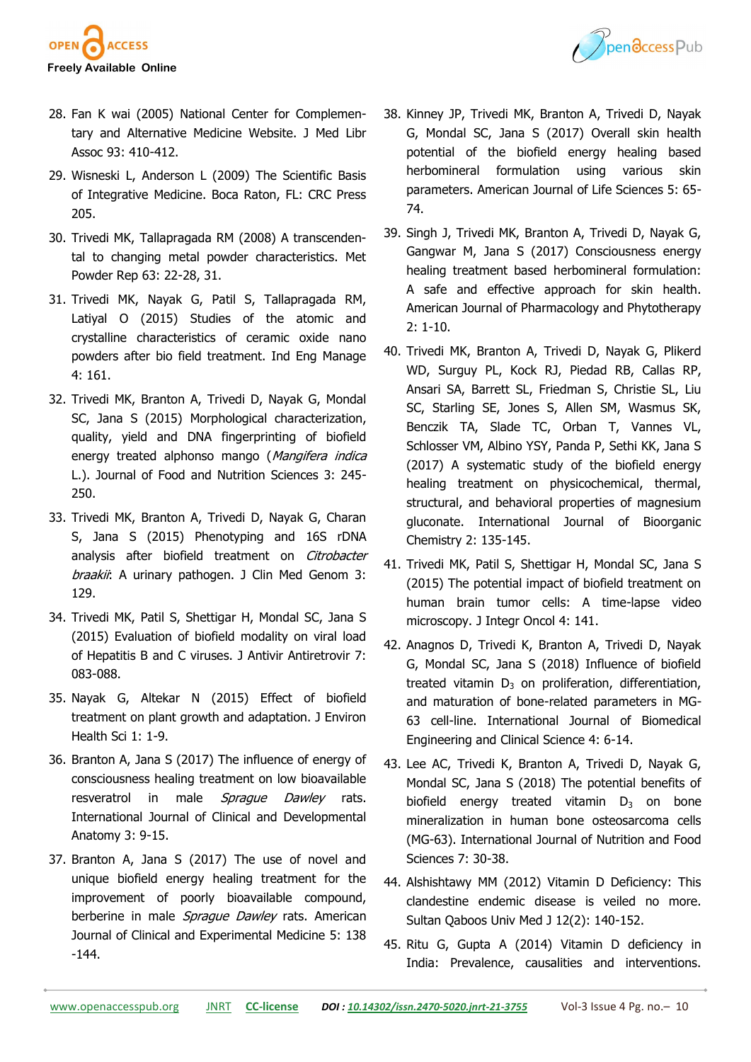28. Fan K wai (2005) National Center for Complementary and Alternative Medicine Website. J Med Libr Assoc 93: 410-412.
29. Wisneski L, Anderson L (2009) The Scientific Basis of Integrative Medicine. Boca Raton, FL: CRC Press 205.
30. Trivedi MK, Tallapragada RM (2008) A transcendental to changing metal powder characteristics. Met Powder Rep 63: 22-28, 31.
31. Trivedi MK, Nayak G, Patil S, Tallapragada RM, Latiyal O (2015) Studies of the atomic and crystalline characteristics of ceramic oxide nano powders after bio field treatment. Ind Eng Manage 4: 161.
32. Trivedi MK, Branton A, Trivedi D, Nayak G, Mondal SC, Jana S (2015) Morphological characterization, quality, yield and DNA fingerprinting of biofield energy treated alphonso mango (*Mangifera indica* L.). Journal of Food and Nutrition Sciences 3: 245-250.
33. Trivedi MK, Branton A, Trivedi D, Nayak G, Charan S, Jana S (2015) Phenotyping and 16S rDNA analysis after biofield treatment on *Citrobacter braakii*: A urinary pathogen. J Clin Med Genom 3: 129.
34. Trivedi MK, Patil S, Shettigar H, Mondal SC, Jana S (2015) Evaluation of biofield modality on viral load of Hepatitis B and C viruses. J Antivir Antiretrovir 7: 083-088.
35. Nayak G, Altekar N (2015) Effect of biofield treatment on plant growth and adaptation. J Environ Health Sci 1: 1-9.
36. Branton A, Jana S (2017) The influence of energy of consciousness healing treatment on low bioavailable resveratrol in male *Sprague Dawley* rats. International Journal of Clinical and Developmental Anatomy 3: 9-15.
37. Branton A, Jana S (2017) The use of novel and unique biofield energy healing treatment for the improvement of poorly bioavailable compound, berberine in male *Sprague Dawley* rats. American Journal of Clinical and Experimental Medicine 5: 138-144.
38. Kinney JP, Trivedi MK, Branton A, Trivedi D, Nayak G, Mondal SC, Jana S (2017) Overall skin health potential of the biofield energy healing based herbomineral formulation using various skin parameters. American Journal of Life Sciences 5: 65-74.
39. Singh J, Trivedi MK, Branton A, Trivedi D, Nayak G, Gangwar M, Jana S (2017) Consciousness energy healing treatment based herbomineral formulation: A safe and effective approach for skin health. American Journal of Pharmacology and Phytotherapy 2: 1-10.
40. Trivedi MK, Branton A, Trivedi D, Nayak G, Plikerd WD, Surguy PL, Kock RJ, Piedad RB, Callas RP, Ansari SA, Barrett SL, Friedman S, Christie SL, Liu SC, Starling SE, Jones S, Allen SM, Wasmus SK, Benczik TA, Slade TC, Orban T, Vannes VL, Schlosser VM, Albino YSY, Panda P, Sethi KK, Jana S (2017) A systematic study of the biofield energy healing treatment on physicochemical, thermal, structural, and behavioral properties of magnesium gluconate. International Journal of Bioorganic Chemistry 2: 135-145.
41. Trivedi MK, Patil S, Shettigar H, Mondal SC, Jana S (2015) The potential impact of biofield treatment on human brain tumor cells: A time-lapse video microscopy. J Integr Oncol 4: 141.
42. Anagnos D, Trivedi K, Branton A, Trivedi D, Nayak G, Mondal SC, Jana S (2018) Influence of biofield treated vitamin $D_3$ on proliferation, differentiation, and maturation of bone-related parameters in MG-63 cell-line. International Journal of Biomedical Engineering and Clinical Science 4: 6-14.
43. Lee AC, Trivedi K, Branton A, Trivedi D, Nayak G, Mondal SC, Jana S (2018) The potential benefits of biofield energy treated vitamin $D_3$ on bone mineralization in human bone osteosarcoma cells (MG-63). International Journal of Nutrition and Food Sciences 7: 30-38.
44. Alshishtawy MM (2012) Vitamin D Deficiency: This clandestine endemic disease is veiled no more. Sultan Qaboos Univ Med J 12(2): 140-152.
45. Ritu G, Gupta A (2014) Vitamin D deficiency in India: Prevalence, causalities and interventions.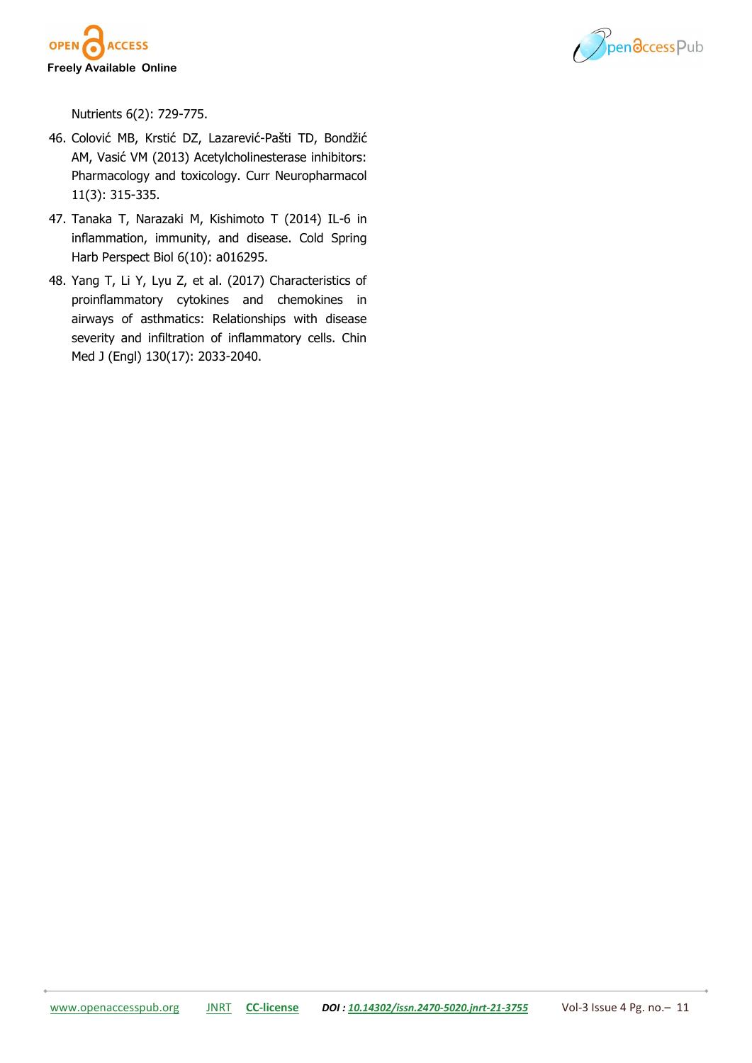Nutrients 6(2): 729-775.

46. Colović MB, Krstić DZ, Lazarević-Pašti TD, Bondžić AM, Vasić VM (2013) Acetylcholinesterase inhibitors: Pharmacology and toxicology. Curr Neuropharmacol 11(3): 315-335.
47. Tanaka T, Narazaki M, Kishimoto T (2014) IL-6 in inflammation, immunity, and disease. Cold Spring Harb Perspect Biol 6(10): a016295.
48. Yang T, Li Y, Lyu Z, et al. (2017) Characteristics of proinflammatory cytokines and chemokines in airways of asthmatics: Relationships with disease severity and infiltration of inflammatory cells. Chin Med J (Engl) 130(17): 2033-2040.